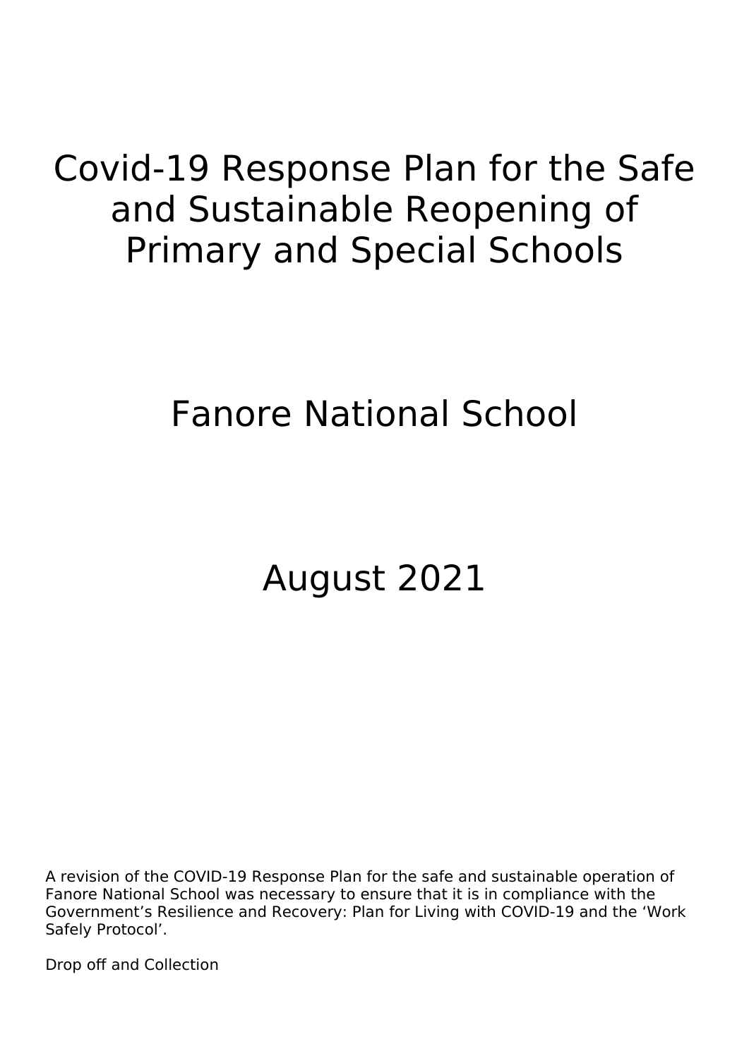# Covid-19 Response Plan for the Safe and Sustainable Reopening of Primary and Special Schools

## Fanore National School

## August 2021

A revision of the COVID-19 Response Plan for the safe and sustainable operation of Fanore National School was necessary to ensure that it is in compliance with the Government's Resilience and Recovery: Plan for Living with COVID-19 and the 'Work Safely Protocol'.

Drop off and Collection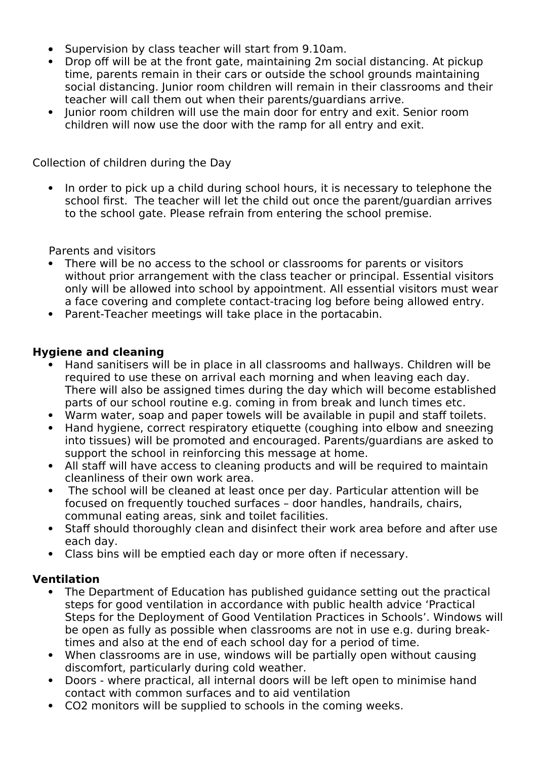- Supervision by class teacher will start from 9.10am.
- Drop off will be at the front gate, maintaining 2m social distancing. At pickup time, parents remain in their cars or outside the school grounds maintaining social distancing. Junior room children will remain in their classrooms and their teacher will call them out when their parents/guardians arrive.
- Junior room children will use the main door for entry and exit. Senior room children will now use the door with the ramp for all entry and exit.

Collection of children during the Day

- In order to pick up a child during school hours, it is necessary to telephone the school first. The teacher will let the child out once the parent/guardian arrives to the school gate. Please refrain from entering the school premise.

Parents and visitors

- There will be no access to the school or classrooms for parents or visitors without prior arrangement with the class teacher or principal. Essential visitors only will be allowed into school by appointment. All essential visitors must wear a face covering and complete contact-tracing log before being allowed entry.
- Parent-Teacher meetings will take place in the portacabin.

**Hygiene and cleaning**

- Hand sanitisers will be in place in all classrooms and hallways. Children will be required to use these on arrival each morning and when leaving each day. There will also be assigned times during the day which will become established parts of our school routine e.g. coming in from break and lunch times etc.
- Warm water, soap and paper towels will be available in pupil and staff toilets.
- Hand hygiene, correct respiratory etiquette (coughing into elbow and sneezing into tissues) will be promoted and encouraged. Parents/guardians are asked to support the school in reinforcing this message at home.
- All staff will have access to cleaning products and will be required to maintain cleanliness of their own work area.
- The school will be cleaned at least once per day. Particular attention will be focused on frequently touched surfaces – door handles, handrails, chairs, communal eating areas, sink and toilet facilities.
- Staff should thoroughly clean and disinfect their work area before and after use each day.
- Class bins will be emptied each day or more often if necessary.

**Ventilation**

- The Department of Education has published guidance setting out the practical steps for good ventilation in accordance with public health advice 'Practical Steps for the Deployment of Good Ventilation Practices in Schools'. Windows will be open as fully as possible when classrooms are not in use e.g. during break-times and also at the end of each school day for a period of time.
- When classrooms are in use, windows will be partially open without causing discomfort, particularly during cold weather.
- Doors - where practical, all internal doors will be left open to minimise hand contact with common surfaces and to aid ventilation
- $CO_2$ monitors will be supplied to schools in the coming weeks.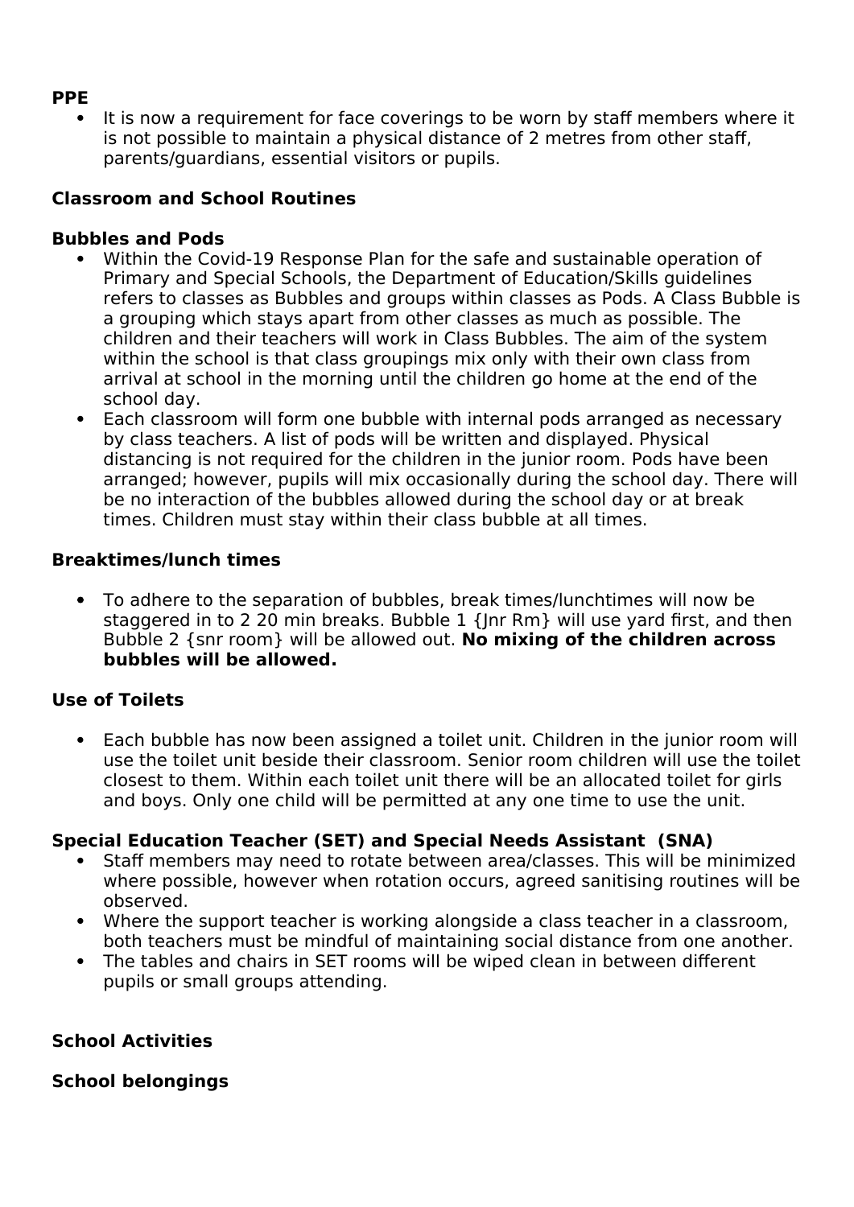**PPE**

- It is now a requirement for face coverings to be worn by staff members where it is not possible to maintain a physical distance of 2 metres from other staff, parents/guardians, essential visitors or pupils.

**Classroom and School Routines**

**Bubbles and Pods**

- Within the Covid-19 Response Plan for the safe and sustainable operation of Primary and Special Schools, the Department of Education/Skills guidelines refers to classes as Bubbles and groups within classes as Pods. A Class Bubble is a grouping which stays apart from other classes as much as possible. The children and their teachers will work in Class Bubbles. The aim of the system within the school is that class groupings mix only with their own class from arrival at school in the morning until the children go home at the end of the school day.
- Each classroom will form one bubble with internal pods arranged as necessary by class teachers. A list of pods will be written and displayed. Physical distancing is not required for the children in the junior room. Pods have been arranged; however, pupils will mix occasionally during the school day. There will be no interaction of the bubbles allowed during the school day or at break times. Children must stay within their class bubble at all times.

**Breaktimes/lunch times**

- To adhere to the separation of bubbles, break times/lunchtimes will now be staggered in to 2 20 min breaks. Bubble 1 {Jnr Rm} will use yard first, and then Bubble 2 {snr room} will be allowed out. **No mixing of the children across bubbles will be allowed.**

**Use of Toilets**

- Each bubble has now been assigned a toilet unit. Children in the junior room will use the toilet unit beside their classroom. Senior room children will use the toilet closest to them. Within each toilet unit there will be an allocated toilet for girls and boys. Only one child will be permitted at any one time to use the unit.

**Special Education Teacher (SET) and Special Needs Assistant (SNA)**

- Staff members may need to rotate between area/classes. This will be minimized where possible, however when rotation occurs, agreed sanitising routines will be observed.
- Where the support teacher is working alongside a class teacher in a classroom, both teachers must be mindful of maintaining social distance from one another.
- The tables and chairs in SET rooms will be wiped clean in between different pupils or small groups attending.

**School Activities**

**School belongings**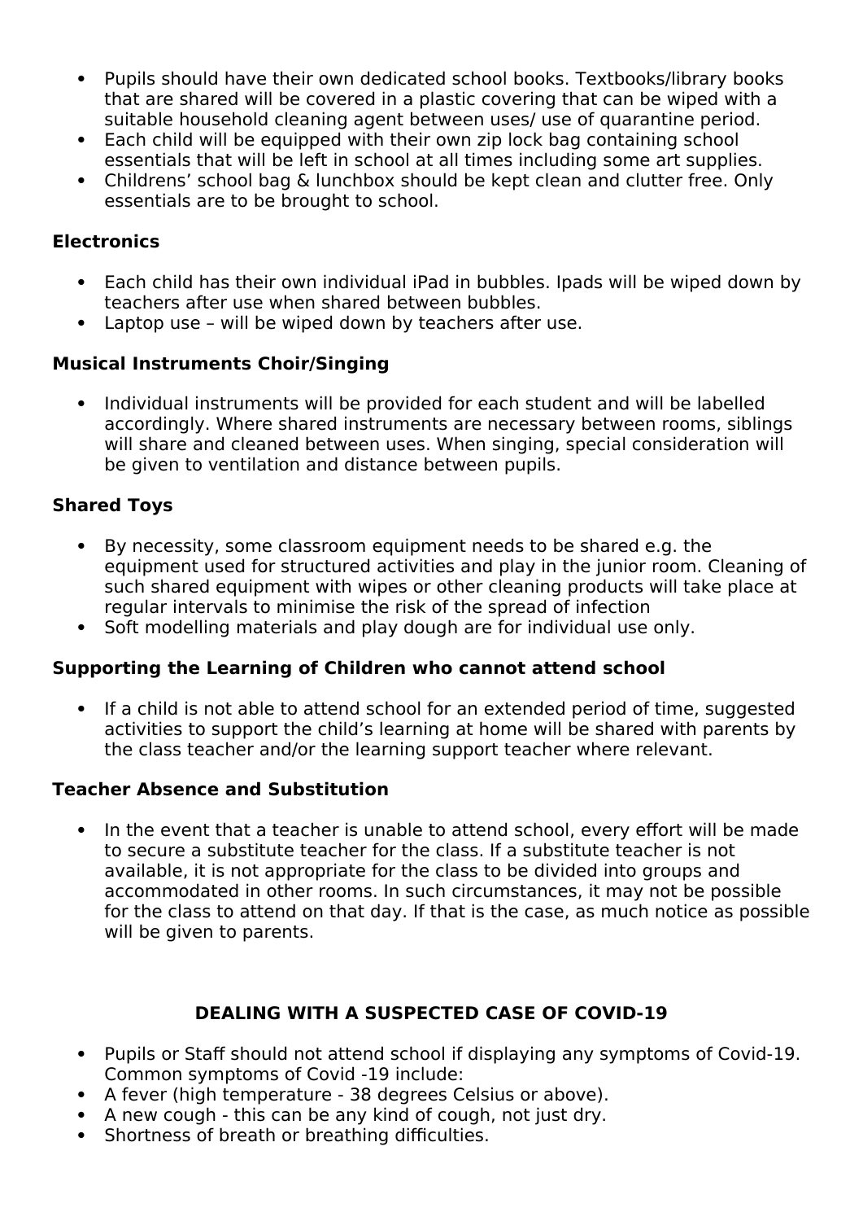- Pupils should have their own dedicated school books. Textbooks/library books that are shared will be covered in a plastic covering that can be wiped with a suitable household cleaning agent between uses/ use of quarantine period.
- Each child will be equipped with their own zip lock bag containing school essentials that will be left in school at all times including some art supplies.
- Childrens' school bag & lunchbox should be kept clean and clutter free. Only essentials are to be brought to school.

### Electronics

- Each child has their own individual iPad in bubbles. Ipads will be wiped down by teachers after use when shared between bubbles.
- Laptop use – will be wiped down by teachers after use.

### Musical Instruments Choir/Singing

- Individual instruments will be provided for each student and will be labelled accordingly. Where shared instruments are necessary between rooms, siblings will share and cleaned between uses. When singing, special consideration will be given to ventilation and distance between pupils.

### Shared Toys

- By necessity, some classroom equipment needs to be shared e.g. the equipment used for structured activities and play in the junior room. Cleaning of such shared equipment with wipes or other cleaning products will take place at regular intervals to minimise the risk of the spread of infection
- Soft modelling materials and play dough are for individual use only.

### Supporting the Learning of Children who cannot attend school

- If a child is not able to attend school for an extended period of time, suggested activities to support the child's learning at home will be shared with parents by the class teacher and/or the learning support teacher where relevant.

### Teacher Absence and Substitution

- In the event that a teacher is unable to attend school, every effort will be made to secure a substitute teacher for the class. If a substitute teacher is not available, it is not appropriate for the class to be divided into groups and accommodated in other rooms. In such circumstances, it may not be possible for the class to attend on that day. If that is the case, as much notice as possible will be given to parents.

## DEALING WITH A SUSPECTED CASE OF COVID-19

- Pupils or Staff should not attend school if displaying any symptoms of Covid-19. Common symptoms of Covid -19 include:
- A fever (high temperature - 38 degrees Celsius or above).
- A new cough - this can be any kind of cough, not just dry.
- Shortness of breath or breathing difficulties.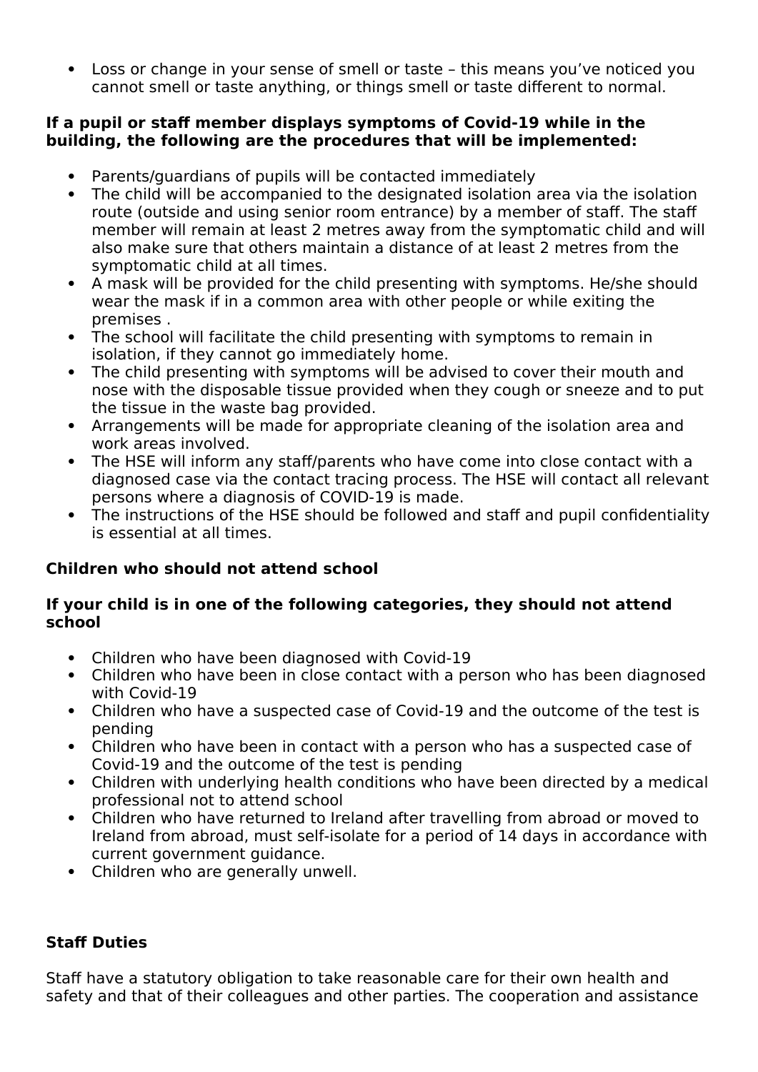- Loss or change in your sense of smell or taste – this means you've noticed you cannot smell or taste anything, or things smell or taste different to normal.

**If a pupil or staff member displays symptoms of Covid-19 while in the building, the following are the procedures that will be implemented:**

- Parents/guardians of pupils will be contacted immediately
- The child will be accompanied to the designated isolation area via the isolation route (outside and using senior room entrance) by a member of staff. The staff member will remain at least 2 metres away from the symptomatic child and will also make sure that others maintain a distance of at least 2 metres from the symptomatic child at all times.
- A mask will be provided for the child presenting with symptoms. He/she should wear the mask if in a common area with other people or while exiting the premises .
- The school will facilitate the child presenting with symptoms to remain in isolation, if they cannot go immediately home.
- The child presenting with symptoms will be advised to cover their mouth and nose with the disposable tissue provided when they cough or sneeze and to put the tissue in the waste bag provided.
- Arrangements will be made for appropriate cleaning of the isolation area and work areas involved.
- The HSE will inform any staff/parents who have come into close contact with a diagnosed case via the contact tracing process. The HSE will contact all relevant persons where a diagnosis of COVID-19 is made.
- The instructions of the HSE should be followed and staff and pupil confidentiality is essential at all times.

**Children who should not attend school**

**If your child is in one of the following categories, they should not attend school**

- Children who have been diagnosed with Covid-19
- Children who have been in close contact with a person who has been diagnosed with Covid-19
- Children who have a suspected case of Covid-19 and the outcome of the test is pending
- Children who have been in contact with a person who has a suspected case of Covid-19 and the outcome of the test is pending
- Children with underlying health conditions who have been directed by a medical professional not to attend school
- Children who have returned to Ireland after travelling from abroad or moved to Ireland from abroad, must self-isolate for a period of 14 days in accordance with current government guidance.
- Children who are generally unwell.

**Staff Duties**

Staff have a statutory obligation to take reasonable care for their own health and safety and that of their colleagues and other parties. The cooperation and assistance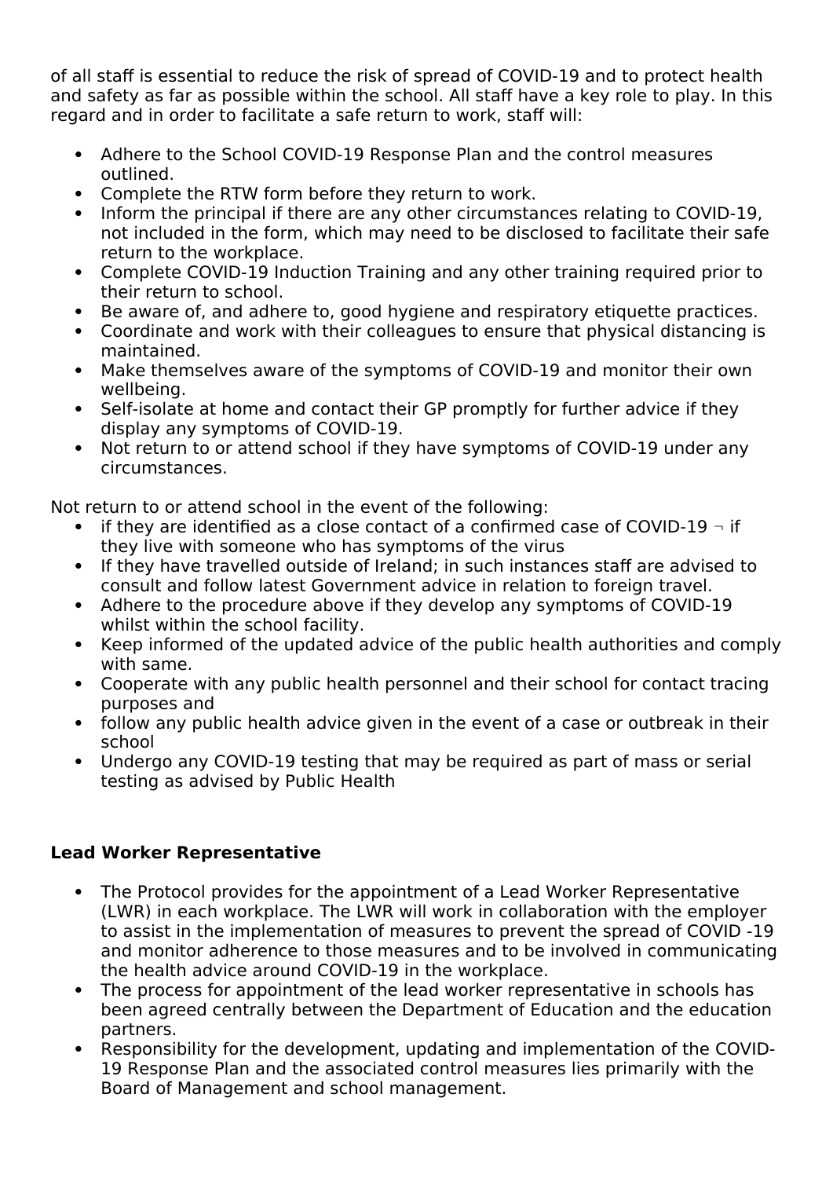of all staff is essential to reduce the risk of spread of COVID-19 and to protect health and safety as far as possible within the school. All staff have a key role to play. In this regard and in order to facilitate a safe return to work, staff will:

- Adhere to the School COVID-19 Response Plan and the control measures outlined.
- Complete the RTW form before they return to work.
- Inform the principal if there are any other circumstances relating to COVID-19, not included in the form, which may need to be disclosed to facilitate their safe return to the workplace.
- Complete COVID-19 Induction Training and any other training required prior to their return to school.
- Be aware of, and adhere to, good hygiene and respiratory etiquette practices.
- Coordinate and work with their colleagues to ensure that physical distancing is maintained.
- Make themselves aware of the symptoms of COVID-19 and monitor their own wellbeing.
- Self-isolate at home and contact their GP promptly for further advice if they display any symptoms of COVID-19.
- Not return to or attend school if they have symptoms of COVID-19 under any circumstances.

Not return to or attend school in the event of the following:

- if they are identified as a close contact of a confirmed case of COVID-19 ¬ if they live with someone who has symptoms of the virus
- If they have travelled outside of Ireland; in such instances staff are advised to consult and follow latest Government advice in relation to foreign travel.
- Adhere to the procedure above if they develop any symptoms of COVID-19 whilst within the school facility.
- Keep informed of the updated advice of the public health authorities and comply with same.
- Cooperate with any public health personnel and their school for contact tracing purposes and
- follow any public health advice given in the event of a case or outbreak in their school
- Undergo any COVID-19 testing that may be required as part of mass or serial testing as advised by Public Health

**Lead Worker Representative**

- The Protocol provides for the appointment of a Lead Worker Representative (LWR) in each workplace. The LWR will work in collaboration with the employer to assist in the implementation of measures to prevent the spread of COVID -19 and monitor adherence to those measures and to be involved in communicating the health advice around COVID-19 in the workplace.
- The process for appointment of the lead worker representative in schools has been agreed centrally between the Department of Education and the education partners.
- Responsibility for the development, updating and implementation of the COVID-19 Response Plan and the associated control measures lies primarily with the Board of Management and school management.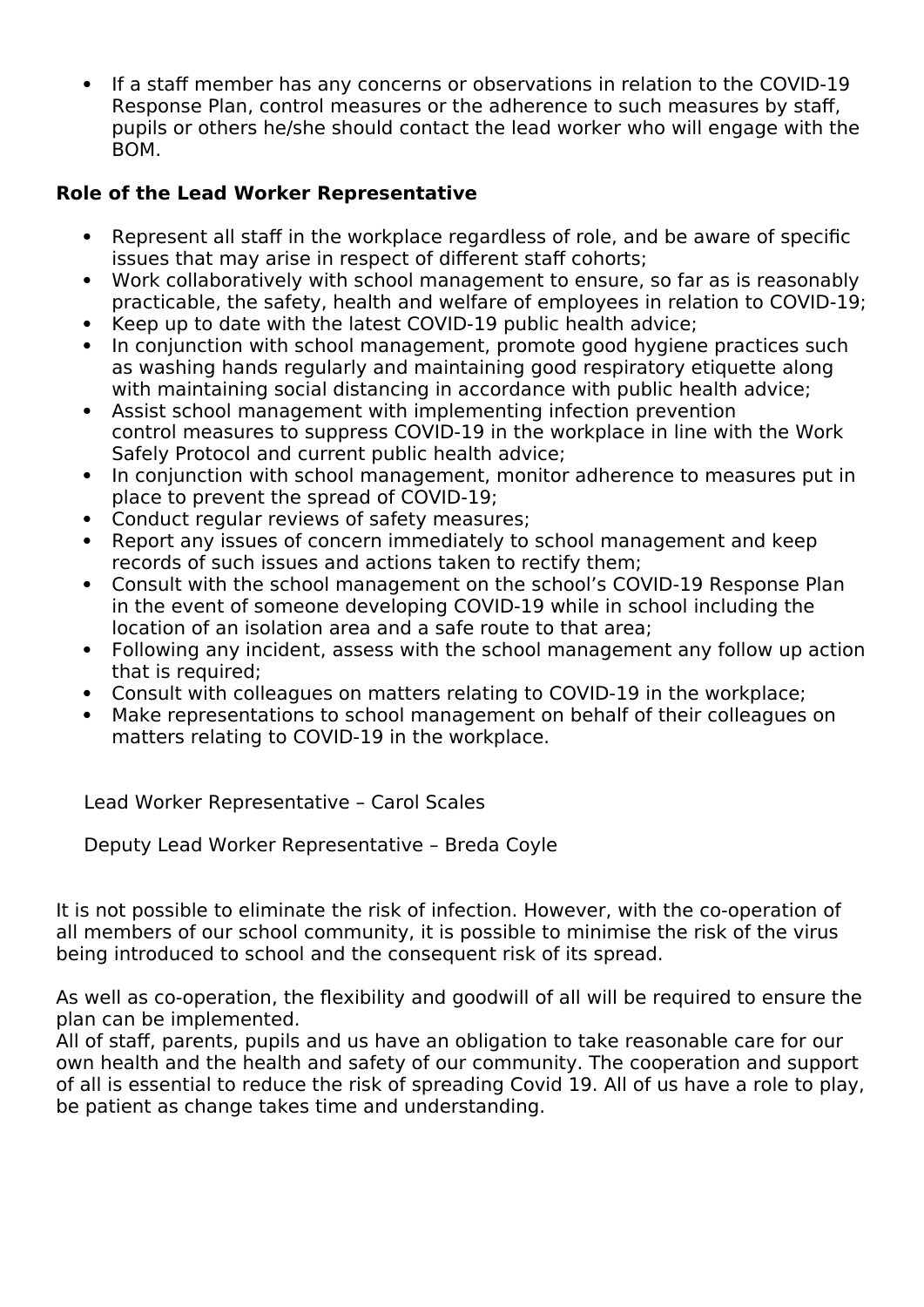- If a staff member has any concerns or observations in relation to the COVID-19 Response Plan, control measures or the adherence to such measures by staff, pupils or others he/she should contact the lead worker who will engage with the BOM.

**Role of the Lead Worker Representative**

- Represent all staff in the workplace regardless of role, and be aware of specific issues that may arise in respect of different staff cohorts;
- Work collaboratively with school management to ensure, so far as is reasonably practicable, the safety, health and welfare of employees in relation to COVID-19;
- Keep up to date with the latest COVID-19 public health advice;
- In conjunction with school management, promote good hygiene practices such as washing hands regularly and maintaining good respiratory etiquette along with maintaining social distancing in accordance with public health advice;
- Assist school management with implementing infection prevention control measures to suppress COVID-19 in the workplace in line with the Work Safely Protocol and current public health advice;
- In conjunction with school management, monitor adherence to measures put in place to prevent the spread of COVID-19;
- Conduct regular reviews of safety measures;
- Report any issues of concern immediately to school management and keep records of such issues and actions taken to rectify them;
- Consult with the school management on the school's COVID-19 Response Plan in the event of someone developing COVID-19 while in school including the location of an isolation area and a safe route to that area;
- Following any incident, assess with the school management any follow up action that is required;
- Consult with colleagues on matters relating to COVID-19 in the workplace;
- Make representations to school management on behalf of their colleagues on matters relating to COVID-19 in the workplace.

Lead Worker Representative – Carol Scales

Deputy Lead Worker Representative – Breda Coyle

It is not possible to eliminate the risk of infection. However, with the co-operation of all members of our school community, it is possible to minimise the risk of the virus being introduced to school and the consequent risk of its spread.

As well as co-operation, the flexibility and goodwill of all will be required to ensure the plan can be implemented.
All of staff, parents, pupils and us have an obligation to take reasonable care for our own health and the health and safety of our community. The cooperation and support of all is essential to reduce the risk of spreading Covid 19. All of us have a role to play, be patient as change takes time and understanding.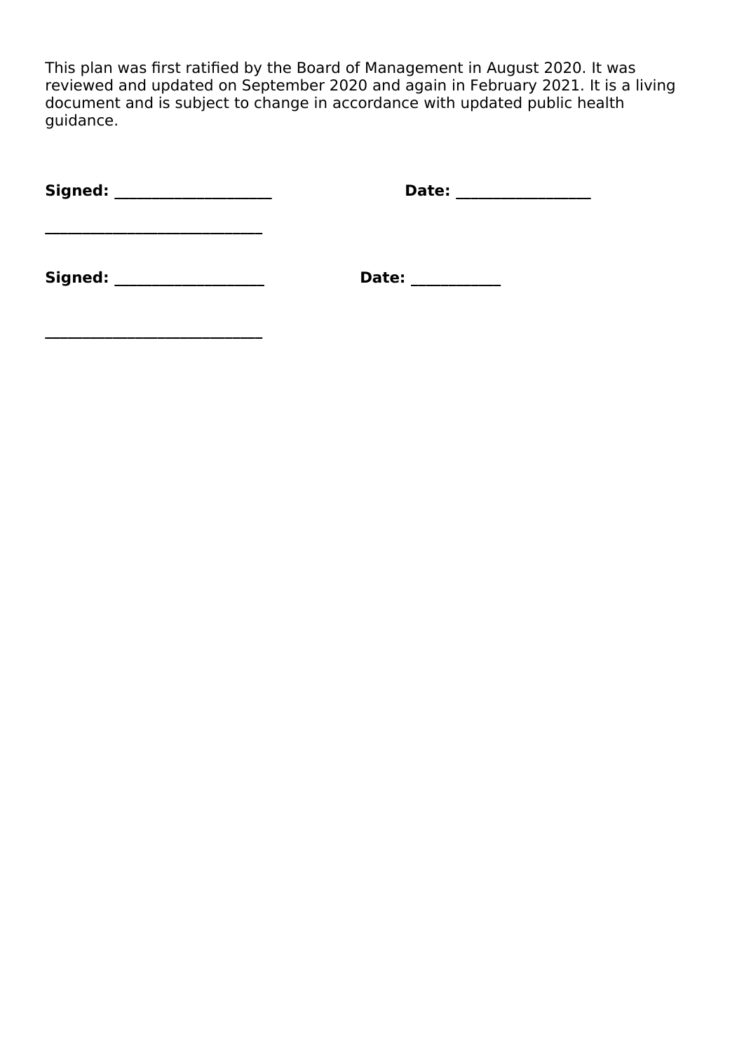This plan was first ratified by the Board of Management in August 2020. It was reviewed and updated on September 2020 and again in February 2021. It is a living document and is subject to change in accordance with updated public health guidance.

**Signed: ____________________** **Date: _________________**

**____________________________**

**Signed: ___________________** **Date: ___________**

**____________________________**